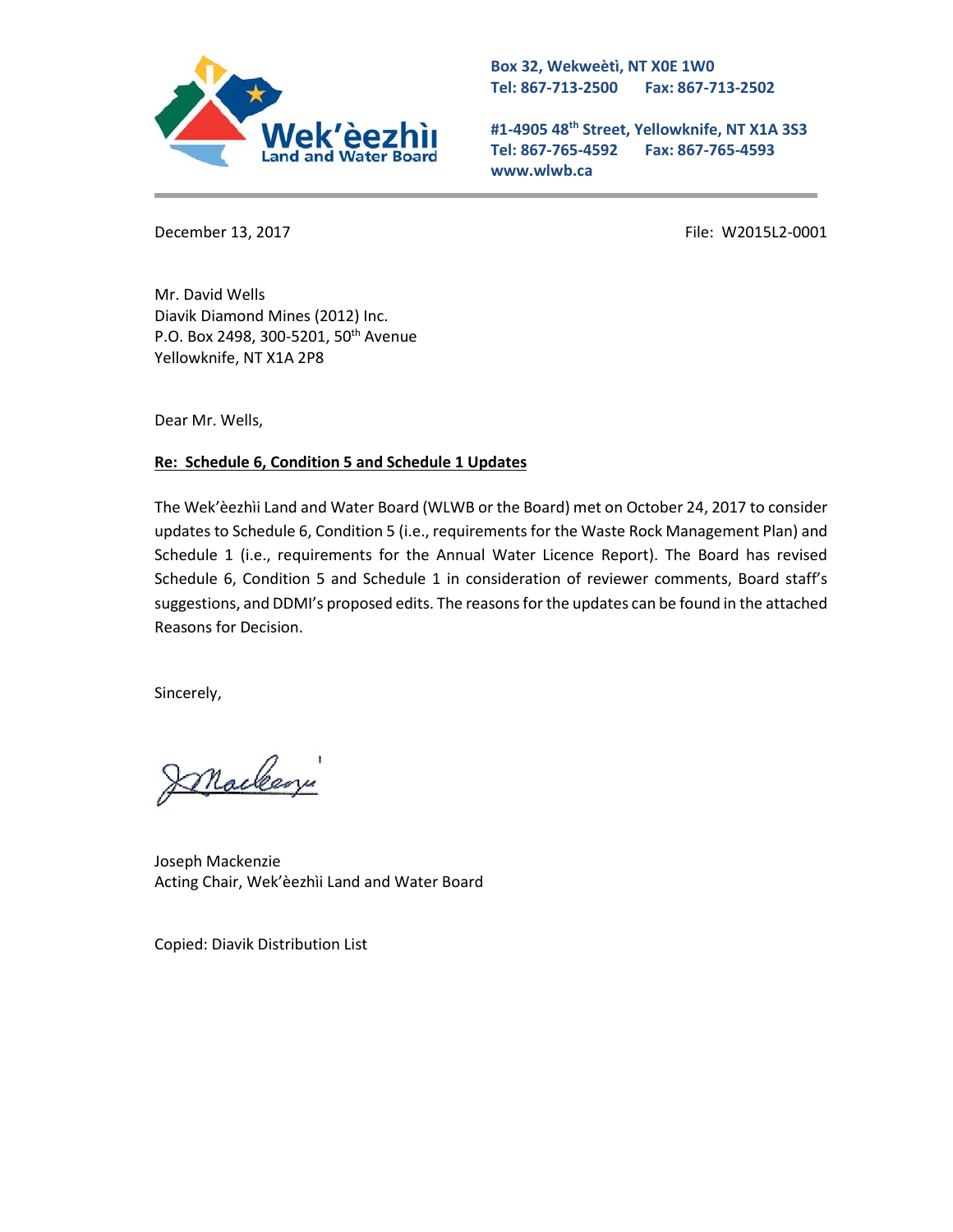**Wek'èezhìı Land and Water Board**

Box 32, Wekweètì, NT X0E 1W0
Tel: 867-713-2500 Fax: 867-713-2502

#1-4905 48th Street, Yellowknife, NT X1A 3S3
Tel: 867-765-4592 Fax: 867-765-4593
www.wlwb.ca

December 13, 2017

File: W2015L2-0001

Mr. David Wells
Diavik Diamond Mines (2012) Inc.
P.O. Box 2498, 300-5201, 50th Avenue
Yellowknife, NT X1A 2P8

Dear Mr. Wells,

**Re: Schedule 6, Condition 5 and Schedule 1 Updates**

The Wek'èezhìi Land and Water Board (WLWB or the Board) met on October 24, 2017 to consider updates to Schedule 6, Condition 5 (i.e., requirements for the Waste Rock Management Plan) and Schedule 1 (i.e., requirements for the Annual Water Licence Report). The Board has revised Schedule 6, Condition 5 and Schedule 1 in consideration of reviewer comments, Board staff's suggestions, and DDMI's proposed edits. The reasons for the updates can be found in the attached Reasons for Decision.

Sincerely,

Joseph Mackenzie
Acting Chair, Wek'èezhìi Land and Water Board

Copied: Diavik Distribution List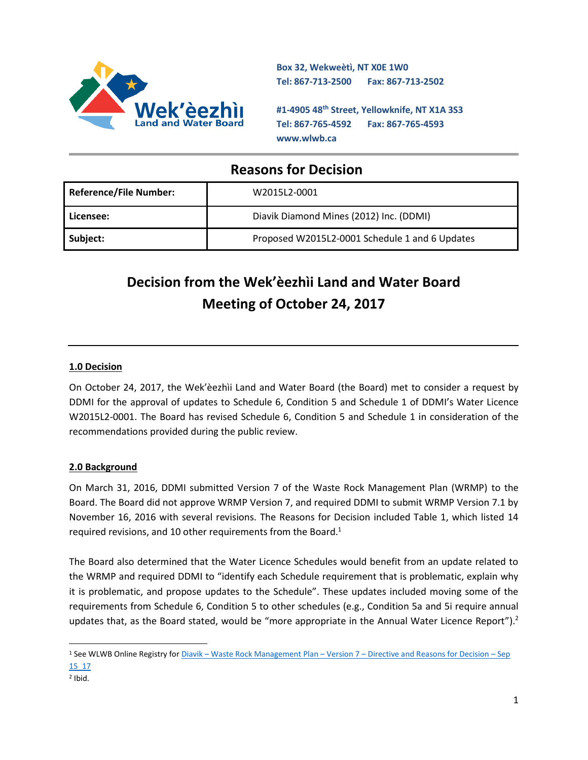Box 32, Wekweètì, NT X0E 1W0
Tel: 867-713-2500 Fax: 867-713-2502

#1-4905 48th Street, Yellowknife, NT X1A 3S3
Tel: 867-765-4592 Fax: 867-765-4593
www.wlwb.ca

# Reasons for Decision

| Reference/File Number: | W2015L2-0001 |
|---|---|
| Licensee: | Diavik Diamond Mines (2012) Inc. (DDMI) |
| Subject: | Proposed W2015L2-0001 Schedule 1 and 6 Updates |

# Decision from the Wek'èezhìi Land and Water Board Meeting of October 24, 2017

## 1.0 Decision

On October 24, 2017, the Wek'èezhìi Land and Water Board (the Board) met to consider a request by DDMI for the approval of updates to Schedule 6, Condition 5 and Schedule 1 of DDMI's Water Licence W2015L2-0001. The Board has revised Schedule 6, Condition 5 and Schedule 1 in consideration of the recommendations provided during the public review.

## 2.0 Background

On March 31, 2016, DDMI submitted Version 7 of the Waste Rock Management Plan (WRMP) to the Board. The Board did not approve WRMP Version 7, and required DDMI to submit WRMP Version 7.1 by November 16, 2016 with several revisions. The Reasons for Decision included Table 1, which listed 14 required revisions, and 10 other requirements from the Board.[1]

The Board also determined that the Water Licence Schedules would benefit from an update related to the WRMP and required DDMI to "identify each Schedule requirement that is problematic, explain why it is problematic, and propose updates to the Schedule". These updates included moving some of the requirements from Schedule 6, Condition 5 to other schedules (e.g., Condition 5a and 5i require annual updates that, as the Board stated, would be "more appropriate in the Annual Water Licence Report").[2]

[1] See WLWB Online Registry for Diavik – Waste Rock Management Plan – Version 7 – Directive and Reasons for Decision – Sep 15_17

[2] Ibid.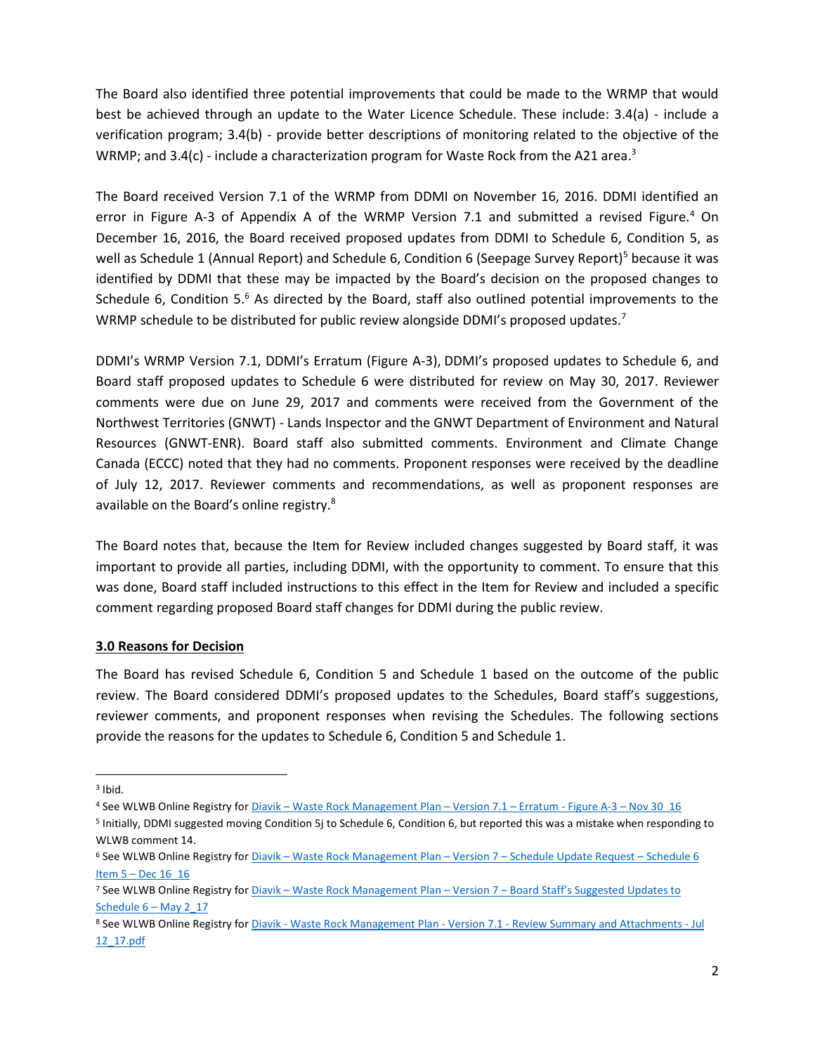The Board also identified three potential improvements that could be made to the WRMP that would best be achieved through an update to the Water Licence Schedule. These include: 3.4(a) - include a verification program; 3.4(b) - provide better descriptions of monitoring related to the objective of the WRMP; and 3.4(c) - include a characterization program for Waste Rock from the A21 area.[3]

The Board received Version 7.1 of the WRMP from DDMI on November 16, 2016. DDMI identified an error in Figure A-3 of Appendix A of the WRMP Version 7.1 and submitted a revised Figure.[4] On December 16, 2016, the Board received proposed updates from DDMI to Schedule 6, Condition 5, as well as Schedule 1 (Annual Report) and Schedule 6, Condition 6 (Seepage Survey Report)[5] because it was identified by DDMI that these may be impacted by the Board's decision on the proposed changes to Schedule 6, Condition 5.[6] As directed by the Board, staff also outlined potential improvements to the WRMP schedule to be distributed for public review alongside DDMI's proposed updates.[7]

DDMI's WRMP Version 7.1, DDMI's Erratum (Figure A-3), DDMI's proposed updates to Schedule 6, and Board staff proposed updates to Schedule 6 were distributed for review on May 30, 2017. Reviewer comments were due on June 29, 2017 and comments were received from the Government of the Northwest Territories (GNWT) - Lands Inspector and the GNWT Department of Environment and Natural Resources (GNWT-ENR). Board staff also submitted comments. Environment and Climate Change Canada (ECCC) noted that they had no comments. Proponent responses were received by the deadline of July 12, 2017. Reviewer comments and recommendations, as well as proponent responses are available on the Board's online registry.[8]

The Board notes that, because the Item for Review included changes suggested by Board staff, it was important to provide all parties, including DDMI, with the opportunity to comment. To ensure that this was done, Board staff included instructions to this effect in the Item for Review and included a specific comment regarding proposed Board staff changes for DDMI during the public review.

## 3.0 Reasons for Decision

The Board has revised Schedule 6, Condition 5 and Schedule 1 based on the outcome of the public review. The Board considered DDMI's proposed updates to the Schedules, Board staff's suggestions, reviewer comments, and proponent responses when revising the Schedules. The following sections provide the reasons for the updates to Schedule 6, Condition 5 and Schedule 1.

---

[3] Ibid.

[4] See WLWB Online Registry for Diavik – Waste Rock Management Plan – Version 7.1 – Erratum - Figure A-3 – Nov 30_16

[5] Initially, DDMI suggested moving Condition 5j to Schedule 6, Condition 6, but reported this was a mistake when responding to WLWB comment 14.

[6] See WLWB Online Registry for Diavik – Waste Rock Management Plan – Version 7 – Schedule Update Request – Schedule 6 Item 5 – Dec 16_16

[7] See WLWB Online Registry for Diavik – Waste Rock Management Plan – Version 7 – Board Staff's Suggested Updates to Schedule 6 – May 2_17

[8] See WLWB Online Registry for Diavik - Waste Rock Management Plan - Version 7.1 - Review Summary and Attachments - Jul 12_17.pdf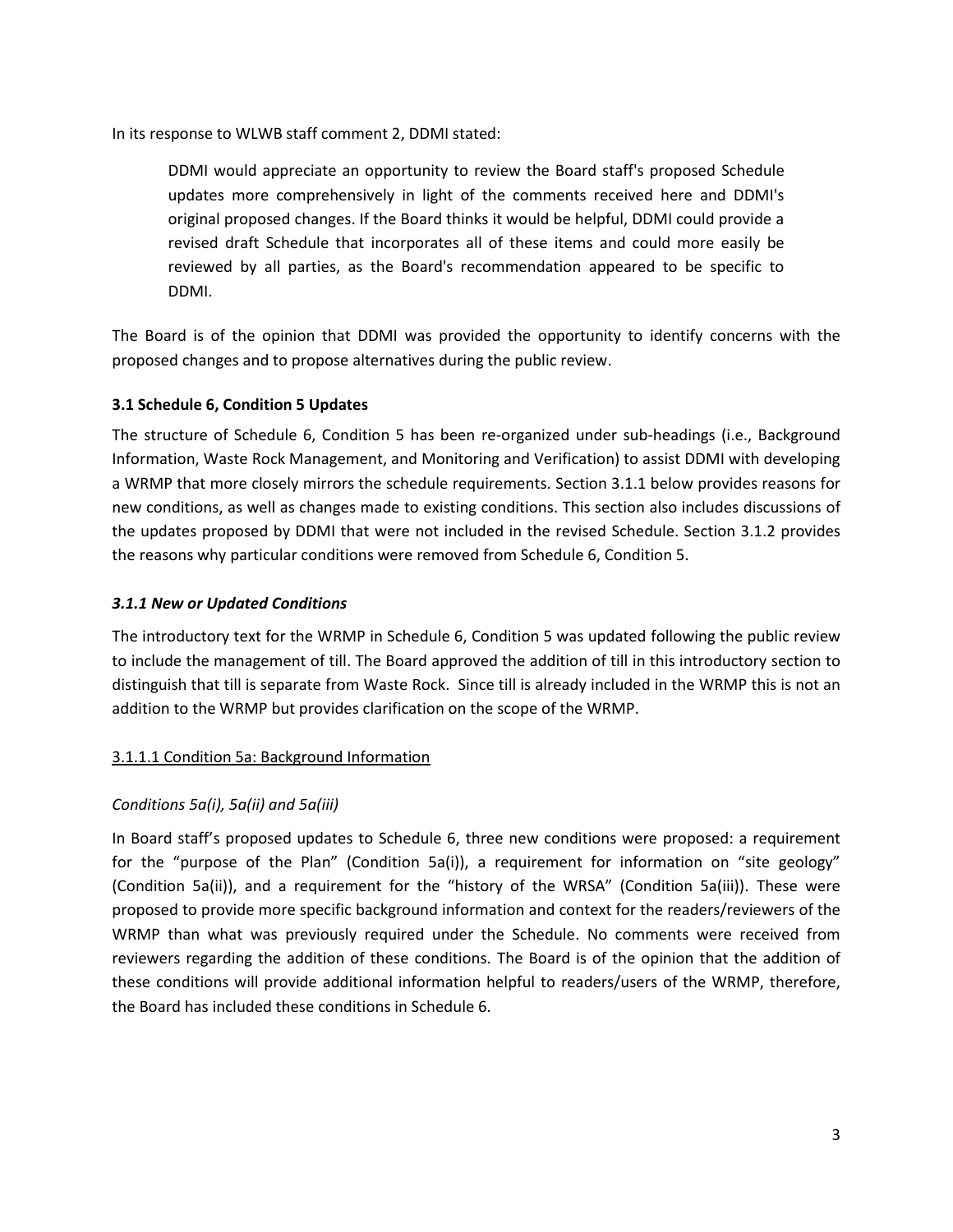In its response to WLWB staff comment 2, DDMI stated:

> DDMI would appreciate an opportunity to review the Board staff's proposed Schedule updates more comprehensively in light of the comments received here and DDMI's original proposed changes. If the Board thinks it would be helpful, DDMI could provide a revised draft Schedule that incorporates all of these items and could more easily be reviewed by all parties, as the Board's recommendation appeared to be specific to DDMI.

The Board is of the opinion that DDMI was provided the opportunity to identify concerns with the proposed changes and to propose alternatives during the public review.

### 3.1 Schedule 6, Condition 5 Updates

The structure of Schedule 6, Condition 5 has been re-organized under sub-headings (i.e., Background Information, Waste Rock Management, and Monitoring and Verification) to assist DDMI with developing a WRMP that more closely mirrors the schedule requirements. Section 3.1.1 below provides reasons for new conditions, as well as changes made to existing conditions. This section also includes discussions of the updates proposed by DDMI that were not included in the revised Schedule. Section 3.1.2 provides the reasons why particular conditions were removed from Schedule 6, Condition 5.

#### *3.1.1 New or Updated Conditions*

The introductory text for the WRMP in Schedule 6, Condition 5 was updated following the public review to include the management of till. The Board approved the addition of till in this introductory section to distinguish that till is separate from Waste Rock. Since till is already included in the WRMP this is not an addition to the WRMP but provides clarification on the scope of the WRMP.

<u>3.1.1.1 Condition 5a: Background Information</u>

*Conditions 5a(i), 5a(ii) and 5a(iii)*

In Board staff's proposed updates to Schedule 6, three new conditions were proposed: a requirement for the "purpose of the Plan" (Condition 5a(i)), a requirement for information on "site geology" (Condition 5a(ii)), and a requirement for the "history of the WRSA" (Condition 5a(iii)). These were proposed to provide more specific background information and context for the readers/reviewers of the WRMP than what was previously required under the Schedule. No comments were received from reviewers regarding the addition of these conditions. The Board is of the opinion that the addition of these conditions will provide additional information helpful to readers/users of the WRMP, therefore, the Board has included these conditions in Schedule 6.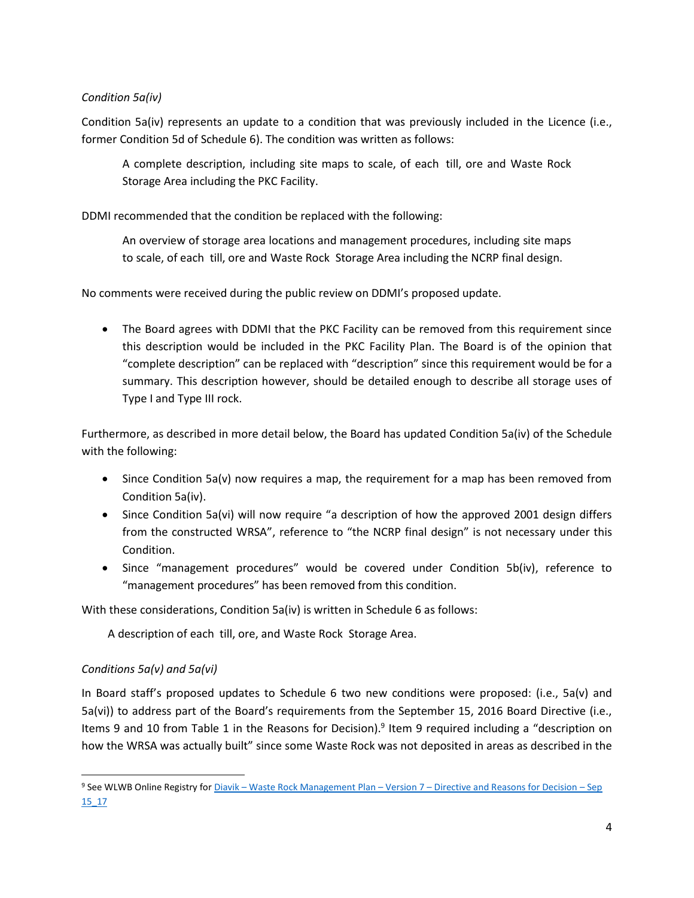*Condition 5a(iv)*

Condition 5a(iv) represents an update to a condition that was previously included in the Licence (i.e., former Condition 5d of Schedule 6). The condition was written as follows:

> A complete description, including site maps to scale, of each till, ore and Waste Rock Storage Area including the PKC Facility.

DDMI recommended that the condition be replaced with the following:

> An overview of storage area locations and management procedures, including site maps to scale, of each till, ore and Waste Rock Storage Area including the NCRP final design.

No comments were received during the public review on DDMI's proposed update.

- The Board agrees with DDMI that the PKC Facility can be removed from this requirement since this description would be included in the PKC Facility Plan. The Board is of the opinion that "complete description" can be replaced with "description" since this requirement would be for a summary. This description however, should be detailed enough to describe all storage uses of Type I and Type III rock.

Furthermore, as described in more detail below, the Board has updated Condition 5a(iv) of the Schedule with the following:

- Since Condition 5a(v) now requires a map, the requirement for a map has been removed from Condition 5a(iv).
- Since Condition 5a(vi) will now require "a description of how the approved 2001 design differs from the constructed WRSA", reference to "the NCRP final design" is not necessary under this Condition.
- Since "management procedures" would be covered under Condition 5b(iv), reference to "management procedures" has been removed from this condition.

With these considerations, Condition 5a(iv) is written in Schedule 6 as follows:

> A description of each till, ore, and Waste Rock Storage Area.

*Conditions 5a(v) and 5a(vi)*

In Board staff's proposed updates to Schedule 6 two new conditions were proposed: (i.e., 5a(v) and 5a(vi)) to address part of the Board's requirements from the September 15, 2016 Board Directive (i.e., Items 9 and 10 from Table 1 in the Reasons for Decision).[9] Item 9 required including a "description on how the WRSA was actually built" since some Waste Rock was not deposited in areas as described in the

[9] See WLWB Online Registry for Diavik – Waste Rock Management Plan – Version 7 – Directive and Reasons for Decision – Sep 15_17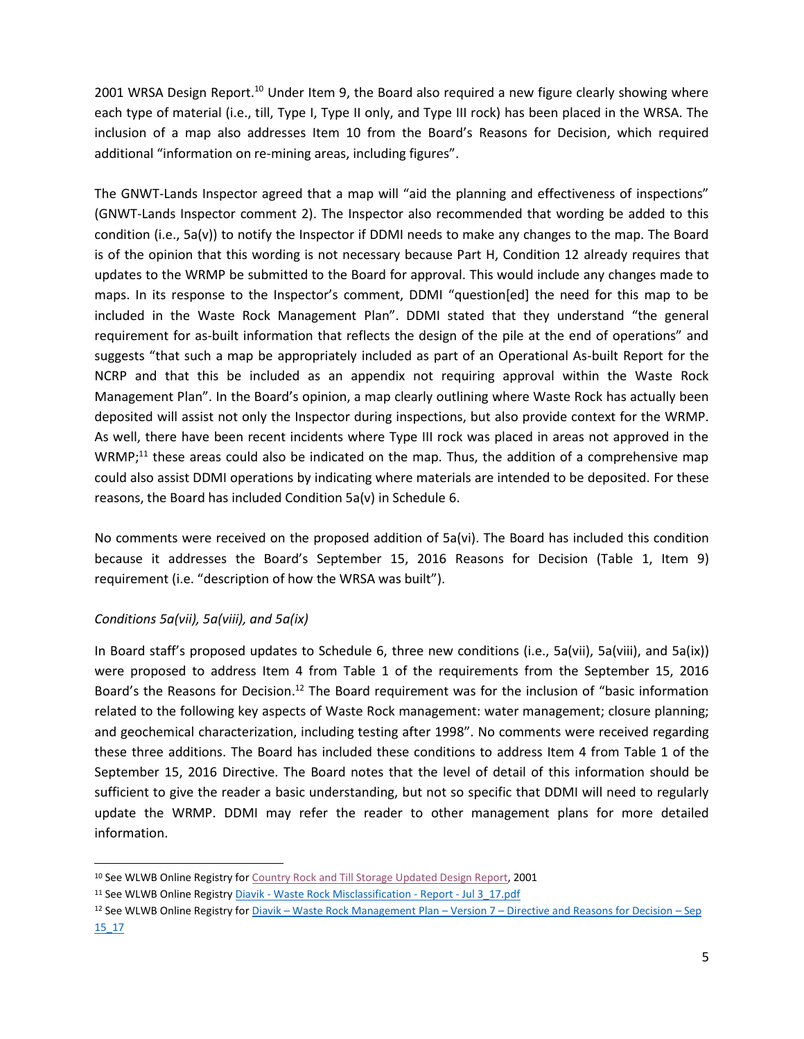2001 WRSA Design Report.[10] Under Item 9, the Board also required a new figure clearly showing where each type of material (i.e., till, Type I, Type II only, and Type III rock) has been placed in the WRSA. The inclusion of a map also addresses Item 10 from the Board's Reasons for Decision, which required additional "information on re-mining areas, including figures".

The GNWT-Lands Inspector agreed that a map will "aid the planning and effectiveness of inspections" (GNWT-Lands Inspector comment 2). The Inspector also recommended that wording be added to this condition (i.e., 5a(v)) to notify the Inspector if DDMI needs to make any changes to the map. The Board is of the opinion that this wording is not necessary because Part H, Condition 12 already requires that updates to the WRMP be submitted to the Board for approval. This would include any changes made to maps. In its response to the Inspector's comment, DDMI "question[ed] the need for this map to be included in the Waste Rock Management Plan". DDMI stated that they understand "the general requirement for as-built information that reflects the design of the pile at the end of operations" and suggests "that such a map be appropriately included as part of an Operational As-built Report for the NCRP and that this be included as an appendix not requiring approval within the Waste Rock Management Plan". In the Board's opinion, a map clearly outlining where Waste Rock has actually been deposited will assist not only the Inspector during inspections, but also provide context for the WRMP. As well, there have been recent incidents where Type III rock was placed in areas not approved in the WRMP;[11] these areas could also be indicated on the map. Thus, the addition of a comprehensive map could also assist DDMI operations by indicating where materials are intended to be deposited. For these reasons, the Board has included Condition 5a(v) in Schedule 6.

No comments were received on the proposed addition of 5a(vi). The Board has included this condition because it addresses the Board's September 15, 2016 Reasons for Decision (Table 1, Item 9) requirement (i.e. "description of how the WRSA was built").

*Conditions 5a(vii), 5a(viii), and 5a(ix)*

In Board staff's proposed updates to Schedule 6, three new conditions (i.e., 5a(vii), 5a(viii), and 5a(ix)) were proposed to address Item 4 from Table 1 of the requirements from the September 15, 2016 Board's the Reasons for Decision.[12] The Board requirement was for the inclusion of "basic information related to the following key aspects of Waste Rock management: water management; closure planning; and geochemical characterization, including testing after 1998". No comments were received regarding these three additions. The Board has included these conditions to address Item 4 from Table 1 of the September 15, 2016 Directive. The Board notes that the level of detail of this information should be sufficient to give the reader a basic understanding, but not so specific that DDMI will need to regularly update the WRMP. DDMI may refer the reader to other management plans for more detailed information.

---

[10] See WLWB Online Registry for Country Rock and Till Storage Updated Design Report, 2001

[11] See WLWB Online Registry Diavik - Waste Rock Misclassification - Report - Jul 3_17.pdf

[12] See WLWB Online Registry for Diavik – Waste Rock Management Plan – Version 7 – Directive and Reasons for Decision – Sep 15_17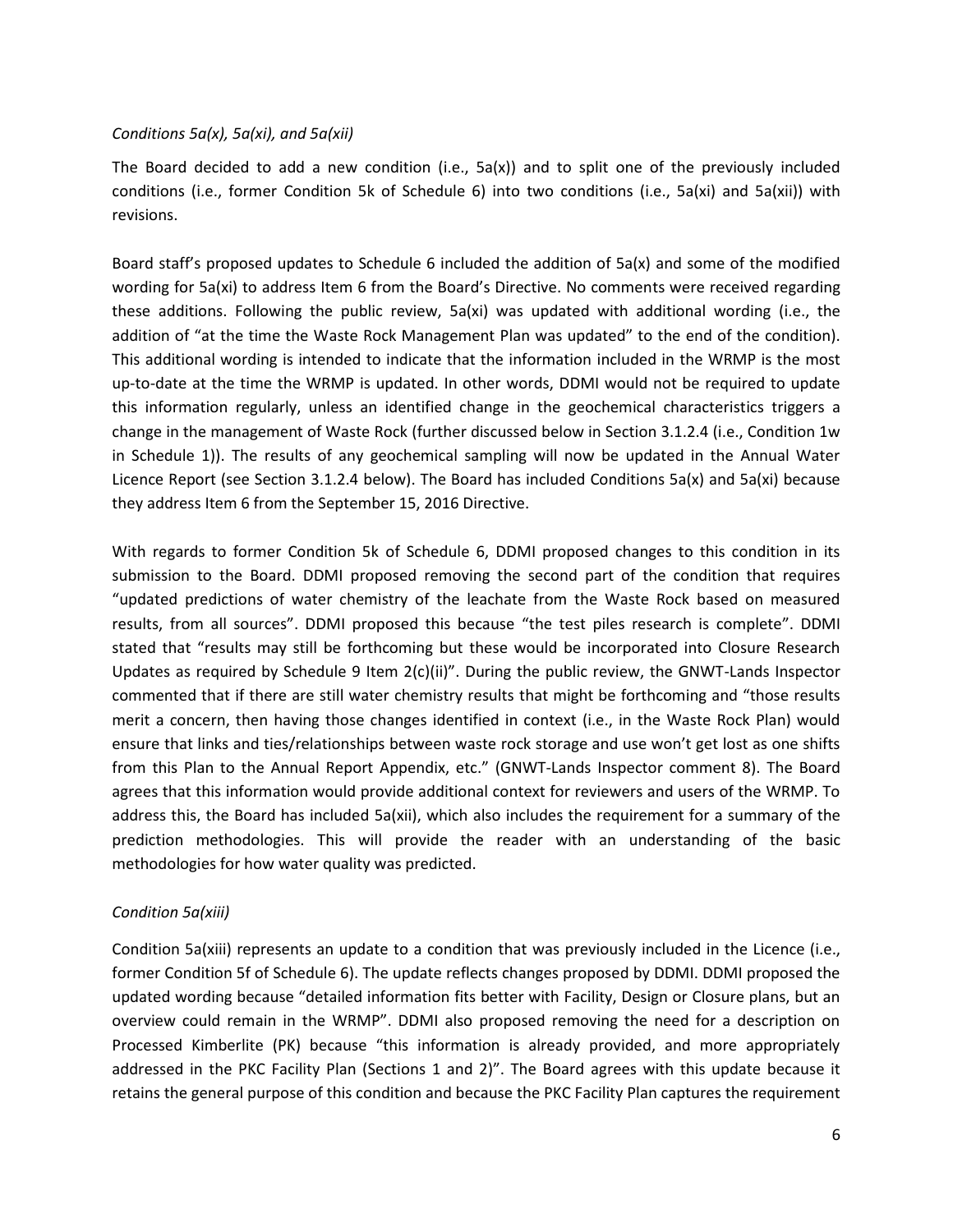*Conditions 5a(x), 5a(xi), and 5a(xii)*

The Board decided to add a new condition (i.e., 5a(x)) and to split one of the previously included conditions (i.e., former Condition 5k of Schedule 6) into two conditions (i.e., 5a(xi) and 5a(xii)) with revisions.

Board staff's proposed updates to Schedule 6 included the addition of 5a(x) and some of the modified wording for 5a(xi) to address Item 6 from the Board's Directive. No comments were received regarding these additions. Following the public review, 5a(xi) was updated with additional wording (i.e., the addition of "at the time the Waste Rock Management Plan was updated" to the end of the condition). This additional wording is intended to indicate that the information included in the WRMP is the most up-to-date at the time the WRMP is updated. In other words, DDMI would not be required to update this information regularly, unless an identified change in the geochemical characteristics triggers a change in the management of Waste Rock (further discussed below in Section 3.1.2.4 (i.e., Condition 1w in Schedule 1)). The results of any geochemical sampling will now be updated in the Annual Water Licence Report (see Section 3.1.2.4 below). The Board has included Conditions 5a(x) and 5a(xi) because they address Item 6 from the September 15, 2016 Directive.

With regards to former Condition 5k of Schedule 6, DDMI proposed changes to this condition in its submission to the Board. DDMI proposed removing the second part of the condition that requires "updated predictions of water chemistry of the leachate from the Waste Rock based on measured results, from all sources". DDMI proposed this because "the test piles research is complete". DDMI stated that "results may still be forthcoming but these would be incorporated into Closure Research Updates as required by Schedule 9 Item 2(c)(ii)". During the public review, the GNWT-Lands Inspector commented that if there are still water chemistry results that might be forthcoming and "those results merit a concern, then having those changes identified in context (i.e., in the Waste Rock Plan) would ensure that links and ties/relationships between waste rock storage and use won't get lost as one shifts from this Plan to the Annual Report Appendix, etc." (GNWT-Lands Inspector comment 8). The Board agrees that this information would provide additional context for reviewers and users of the WRMP. To address this, the Board has included 5a(xii), which also includes the requirement for a summary of the prediction methodologies. This will provide the reader with an understanding of the basic methodologies for how water quality was predicted.

*Condition 5a(xiii)*

Condition 5a(xiii) represents an update to a condition that was previously included in the Licence (i.e., former Condition 5f of Schedule 6). The update reflects changes proposed by DDMI. DDMI proposed the updated wording because "detailed information fits better with Facility, Design or Closure plans, but an overview could remain in the WRMP". DDMI also proposed removing the need for a description on Processed Kimberlite (PK) because "this information is already provided, and more appropriately addressed in the PKC Facility Plan (Sections 1 and 2)". The Board agrees with this update because it retains the general purpose of this condition and because the PKC Facility Plan captures the requirement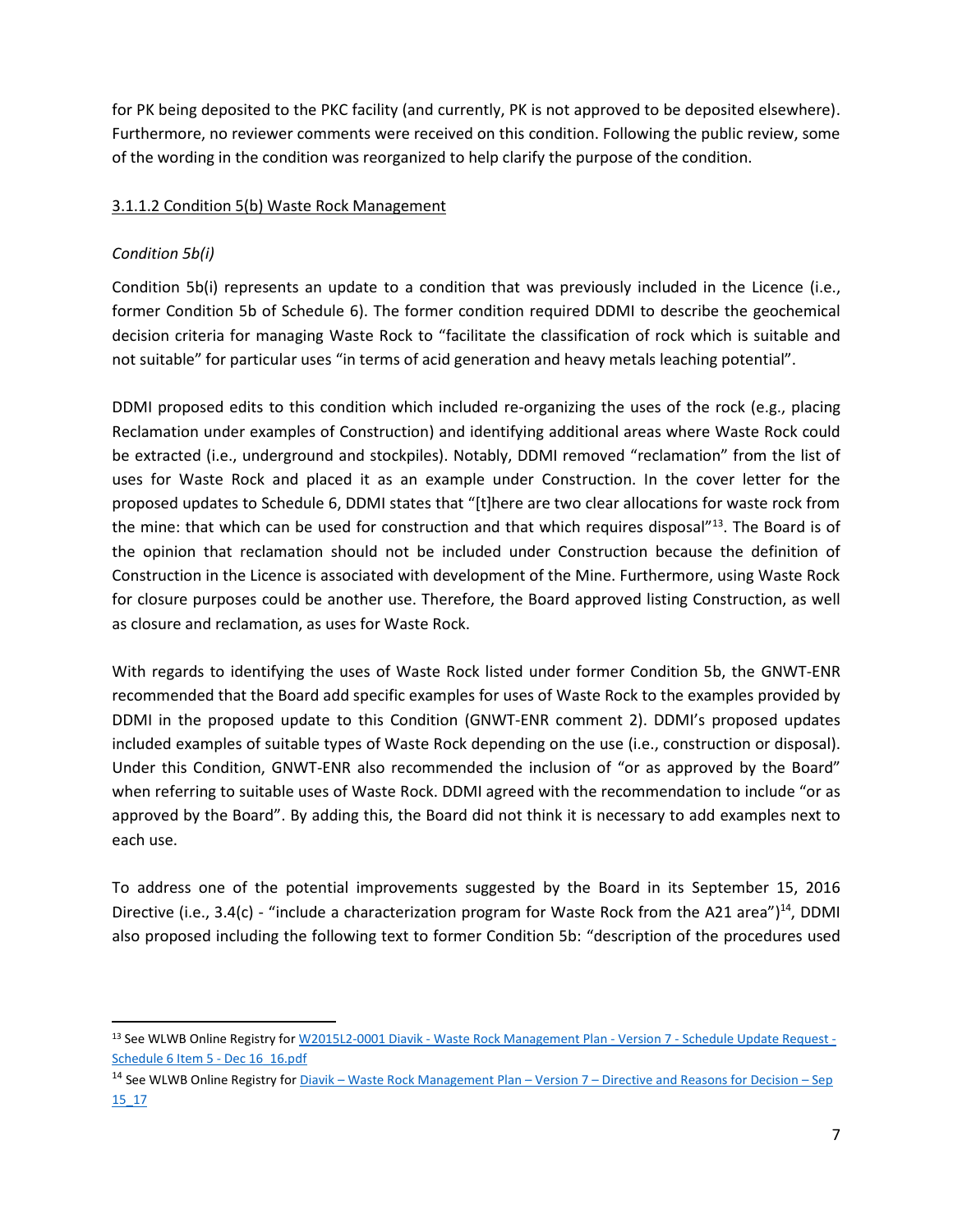for PK being deposited to the PKC facility (and currently, PK is not approved to be deposited elsewhere). Furthermore, no reviewer comments were received on this condition. Following the public review, some of the wording in the condition was reorganized to help clarify the purpose of the condition.

3.1.1.2 Condition 5(b) Waste Rock Management

*Condition 5b(i)*

Condition 5b(i) represents an update to a condition that was previously included in the Licence (i.e., former Condition 5b of Schedule 6). The former condition required DDMI to describe the geochemical decision criteria for managing Waste Rock to "facilitate the classification of rock which is suitable and not suitable" for particular uses "in terms of acid generation and heavy metals leaching potential".

DDMI proposed edits to this condition which included re-organizing the uses of the rock (e.g., placing Reclamation under examples of Construction) and identifying additional areas where Waste Rock could be extracted (i.e., underground and stockpiles). Notably, DDMI removed "reclamation" from the list of uses for Waste Rock and placed it as an example under Construction. In the cover letter for the proposed updates to Schedule 6, DDMI states that "[t]here are two clear allocations for waste rock from the mine: that which can be used for construction and that which requires disposal"[13]. The Board is of the opinion that reclamation should not be included under Construction because the definition of Construction in the Licence is associated with development of the Mine. Furthermore, using Waste Rock for closure purposes could be another use. Therefore, the Board approved listing Construction, as well as closure and reclamation, as uses for Waste Rock.

With regards to identifying the uses of Waste Rock listed under former Condition 5b, the GNWT-ENR recommended that the Board add specific examples for uses of Waste Rock to the examples provided by DDMI in the proposed update to this Condition (GNWT-ENR comment 2). DDMI's proposed updates included examples of suitable types of Waste Rock depending on the use (i.e., construction or disposal). Under this Condition, GNWT-ENR also recommended the inclusion of "or as approved by the Board" when referring to suitable uses of Waste Rock. DDMI agreed with the recommendation to include "or as approved by the Board". By adding this, the Board did not think it is necessary to add examples next to each use.

To address one of the potential improvements suggested by the Board in its September 15, 2016 Directive (i.e., 3.4(c) - "include a characterization program for Waste Rock from the A21 area")[14], DDMI also proposed including the following text to former Condition 5b: "description of the procedures used

---

[13] See WLWB Online Registry for W2015L2-0001 Diavik - Waste Rock Management Plan - Version 7 - Schedule Update Request - Schedule 6 Item 5 - Dec 16_16.pdf

[14] See WLWB Online Registry for Diavik – Waste Rock Management Plan – Version 7 – Directive and Reasons for Decision – Sep 15_17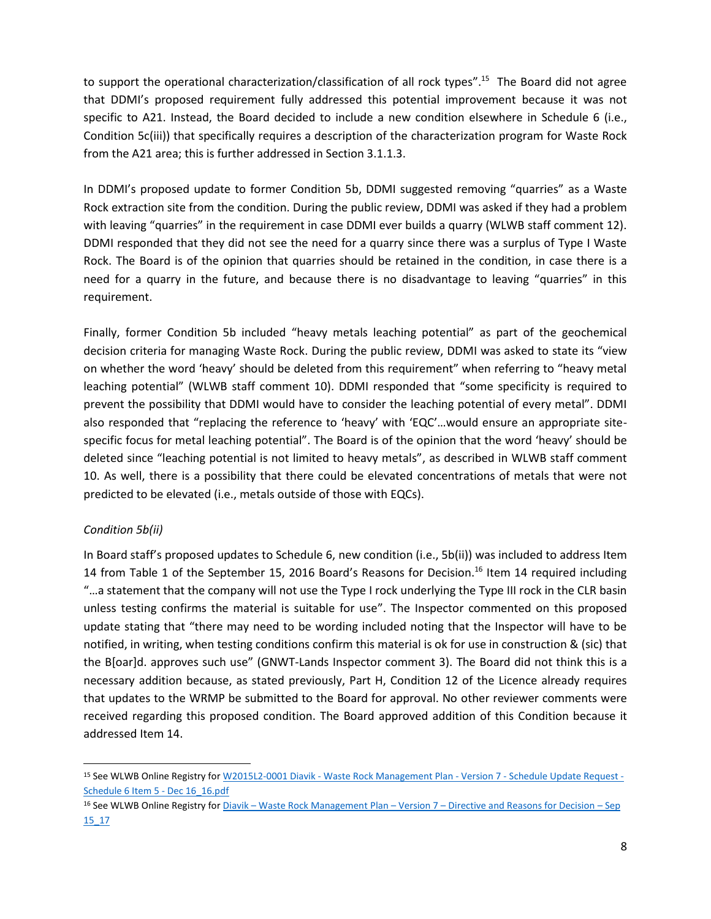to support the operational characterization/classification of all rock types".[15] The Board did not agree that DDMI's proposed requirement fully addressed this potential improvement because it was not specific to A21. Instead, the Board decided to include a new condition elsewhere in Schedule 6 (i.e., Condition 5c(iii)) that specifically requires a description of the characterization program for Waste Rock from the A21 area; this is further addressed in Section 3.1.1.3.

In DDMI's proposed update to former Condition 5b, DDMI suggested removing "quarries" as a Waste Rock extraction site from the condition. During the public review, DDMI was asked if they had a problem with leaving "quarries" in the requirement in case DDMI ever builds a quarry (WLWB staff comment 12). DDMI responded that they did not see the need for a quarry since there was a surplus of Type I Waste Rock. The Board is of the opinion that quarries should be retained in the condition, in case there is a need for a quarry in the future, and because there is no disadvantage to leaving "quarries" in this requirement.

Finally, former Condition 5b included "heavy metals leaching potential" as part of the geochemical decision criteria for managing Waste Rock. During the public review, DDMI was asked to state its "view on whether the word 'heavy' should be deleted from this requirement" when referring to "heavy metal leaching potential" (WLWB staff comment 10). DDMI responded that "some specificity is required to prevent the possibility that DDMI would have to consider the leaching potential of every metal". DDMI also responded that "replacing the reference to 'heavy' with 'EQC'…would ensure an appropriate site-specific focus for metal leaching potential". The Board is of the opinion that the word 'heavy' should be deleted since "leaching potential is not limited to heavy metals", as described in WLWB staff comment 10. As well, there is a possibility that there could be elevated concentrations of metals that were not predicted to be elevated (i.e., metals outside of those with EQCs).

*Condition 5b(ii)*

In Board staff's proposed updates to Schedule 6, new condition (i.e., 5b(ii)) was included to address Item 14 from Table 1 of the September 15, 2016 Board's Reasons for Decision.[16] Item 14 required including "…a statement that the company will not use the Type I rock underlying the Type III rock in the CLR basin unless testing confirms the material is suitable for use". The Inspector commented on this proposed update stating that "there may need to be wording included noting that the Inspector will have to be notified, in writing, when testing conditions confirm this material is ok for use in construction & (sic) that the B[oar]d. approves such use" (GNWT-Lands Inspector comment 3). The Board did not think this is a necessary addition because, as stated previously, Part H, Condition 12 of the Licence already requires that updates to the WRMP be submitted to the Board for approval. No other reviewer comments were received regarding this proposed condition. The Board approved addition of this Condition because it addressed Item 14.

[15] See WLWB Online Registry for W2015L2-0001 Diavik - Waste Rock Management Plan - Version 7 - Schedule Update Request - Schedule 6 Item 5 - Dec 16_16.pdf

[16] See WLWB Online Registry for Diavik – Waste Rock Management Plan – Version 7 – Directive and Reasons for Decision – Sep 15_17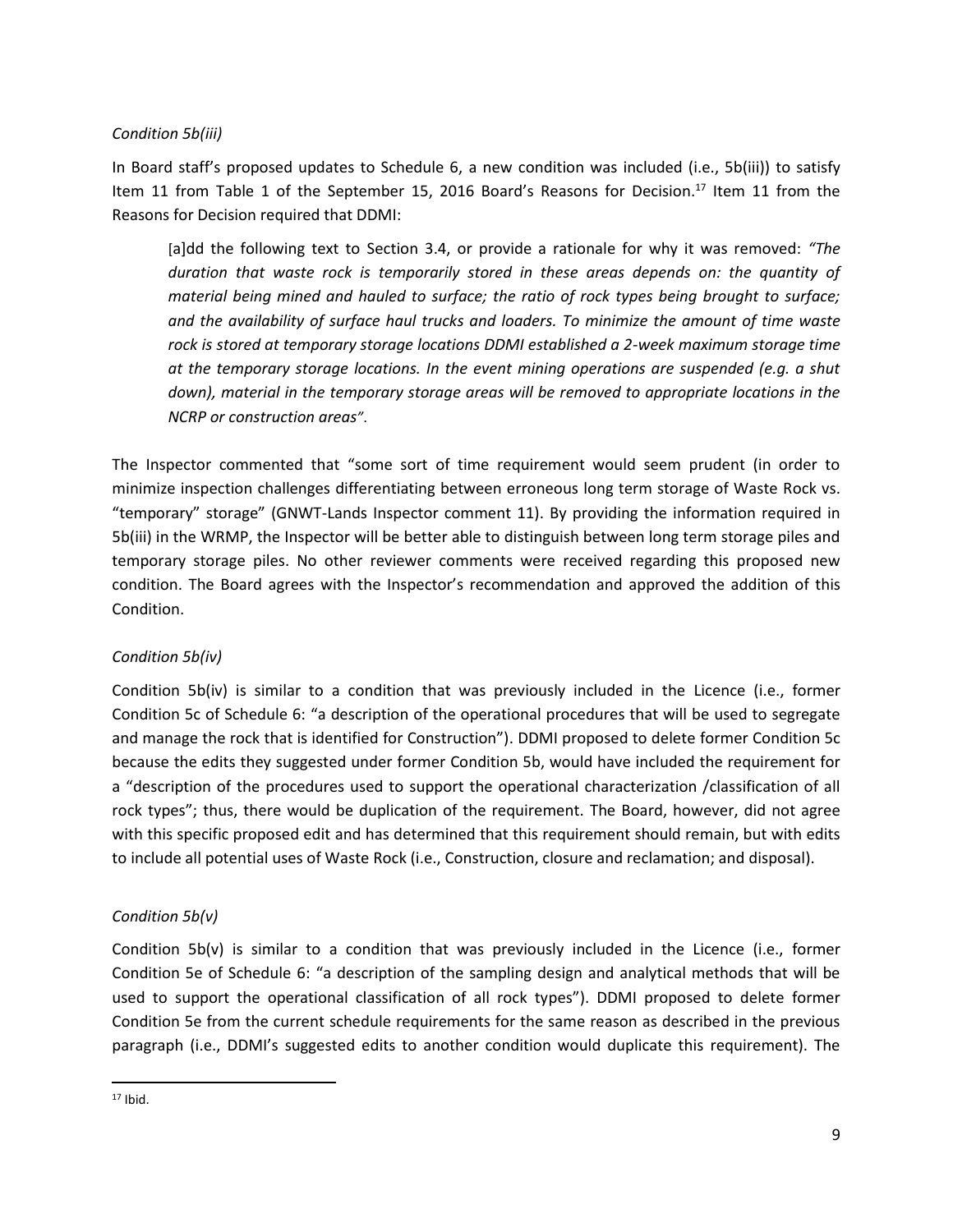*Condition 5b(iii)*

In Board staff's proposed updates to Schedule 6, a new condition was included (i.e., 5b(iii)) to satisfy Item 11 from Table 1 of the September 15, 2016 Board's Reasons for Decision.[17] Item 11 from the Reasons for Decision required that DDMI:

> [a]dd the following text to Section 3.4, or provide a rationale for why it was removed: *"The duration that waste rock is temporarily stored in these areas depends on: the quantity of material being mined and hauled to surface; the ratio of rock types being brought to surface; and the availability of surface haul trucks and loaders. To minimize the amount of time waste rock is stored at temporary storage locations DDMI established a 2-week maximum storage time at the temporary storage locations. In the event mining operations are suspended (e.g. a shut down), material in the temporary storage areas will be removed to appropriate locations in the NCRP or construction areas"*.

The Inspector commented that "some sort of time requirement would seem prudent (in order to minimize inspection challenges differentiating between erroneous long term storage of Waste Rock vs. "temporary" storage" (GNWT-Lands Inspector comment 11). By providing the information required in 5b(iii) in the WRMP, the Inspector will be better able to distinguish between long term storage piles and temporary storage piles. No other reviewer comments were received regarding this proposed new condition. The Board agrees with the Inspector's recommendation and approved the addition of this Condition.

*Condition 5b(iv)*

Condition 5b(iv) is similar to a condition that was previously included in the Licence (i.e., former Condition 5c of Schedule 6: "a description of the operational procedures that will be used to segregate and manage the rock that is identified for Construction"). DDMI proposed to delete former Condition 5c because the edits they suggested under former Condition 5b, would have included the requirement for a "description of the procedures used to support the operational characterization /classification of all rock types"; thus, there would be duplication of the requirement. The Board, however, did not agree with this specific proposed edit and has determined that this requirement should remain, but with edits to include all potential uses of Waste Rock (i.e., Construction, closure and reclamation; and disposal).

*Condition 5b(v)*

Condition 5b(v) is similar to a condition that was previously included in the Licence (i.e., former Condition 5e of Schedule 6: "a description of the sampling design and analytical methods that will be used to support the operational classification of all rock types"). DDMI proposed to delete former Condition 5e from the current schedule requirements for the same reason as described in the previous paragraph (i.e., DDMI's suggested edits to another condition would duplicate this requirement). The

[17] Ibid.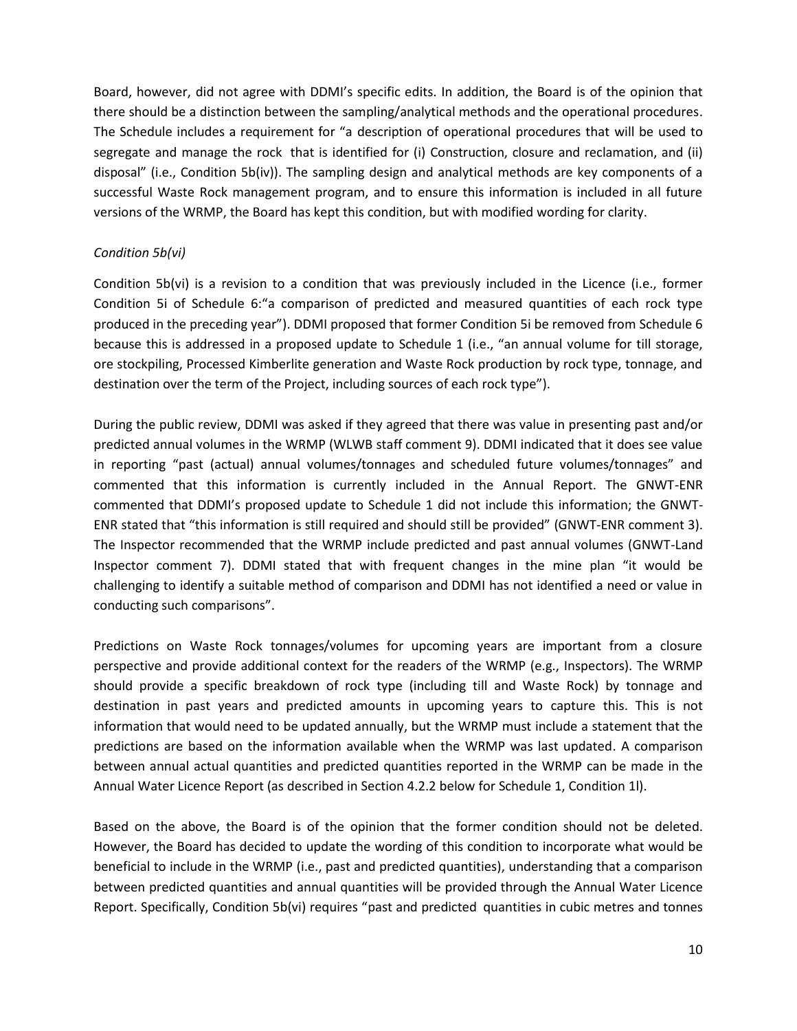Board, however, did not agree with DDMI's specific edits. In addition, the Board is of the opinion that there should be a distinction between the sampling/analytical methods and the operational procedures. The Schedule includes a requirement for "a description of operational procedures that will be used to segregate and manage the rock that is identified for (i) Construction, closure and reclamation, and (ii) disposal" (i.e., Condition 5b(iv)). The sampling design and analytical methods are key components of a successful Waste Rock management program, and to ensure this information is included in all future versions of the WRMP, the Board has kept this condition, but with modified wording for clarity.

*Condition 5b(vi)*

Condition 5b(vi) is a revision to a condition that was previously included in the Licence (i.e., former Condition 5i of Schedule 6:"a comparison of predicted and measured quantities of each rock type produced in the preceding year"). DDMI proposed that former Condition 5i be removed from Schedule 6 because this is addressed in a proposed update to Schedule 1 (i.e., "an annual volume for till storage, ore stockpiling, Processed Kimberlite generation and Waste Rock production by rock type, tonnage, and destination over the term of the Project, including sources of each rock type").

During the public review, DDMI was asked if they agreed that there was value in presenting past and/or predicted annual volumes in the WRMP (WLWB staff comment 9). DDMI indicated that it does see value in reporting "past (actual) annual volumes/tonnages and scheduled future volumes/tonnages" and commented that this information is currently included in the Annual Report. The GNWT-ENR commented that DDMI's proposed update to Schedule 1 did not include this information; the GNWT-ENR stated that "this information is still required and should still be provided" (GNWT-ENR comment 3). The Inspector recommended that the WRMP include predicted and past annual volumes (GNWT-Land Inspector comment 7). DDMI stated that with frequent changes in the mine plan "it would be challenging to identify a suitable method of comparison and DDMI has not identified a need or value in conducting such comparisons".

Predictions on Waste Rock tonnages/volumes for upcoming years are important from a closure perspective and provide additional context for the readers of the WRMP (e.g., Inspectors). The WRMP should provide a specific breakdown of rock type (including till and Waste Rock) by tonnage and destination in past years and predicted amounts in upcoming years to capture this. This is not information that would need to be updated annually, but the WRMP must include a statement that the predictions are based on the information available when the WRMP was last updated. A comparison between annual actual quantities and predicted quantities reported in the WRMP can be made in the Annual Water Licence Report (as described in Section 4.2.2 below for Schedule 1, Condition 1l).

Based on the above, the Board is of the opinion that the former condition should not be deleted. However, the Board has decided to update the wording of this condition to incorporate what would be beneficial to include in the WRMP (i.e., past and predicted quantities), understanding that a comparison between predicted quantities and annual quantities will be provided through the Annual Water Licence Report. Specifically, Condition 5b(vi) requires "past and predicted quantities in cubic metres and tonnes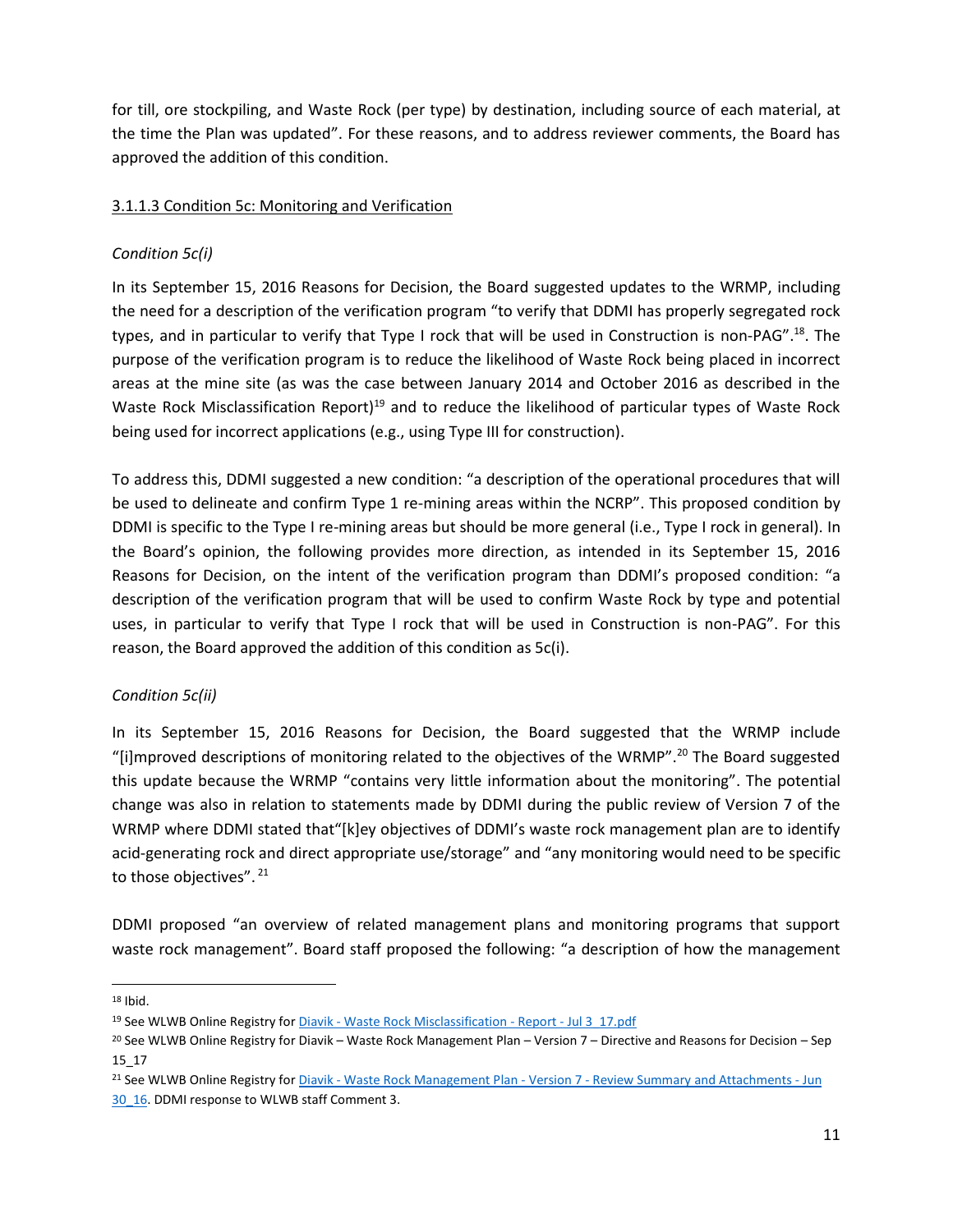for till, ore stockpiling, and Waste Rock (per type) by destination, including source of each material, at the time the Plan was updated". For these reasons, and to address reviewer comments, the Board has approved the addition of this condition.

#### 3.1.1.3 Condition 5c: Monitoring and Verification

*Condition 5c(i)*

In its September 15, 2016 Reasons for Decision, the Board suggested updates to the WRMP, including the need for a description of the verification program "to verify that DDMI has properly segregated rock types, and in particular to verify that Type I rock that will be used in Construction is non-PAG".[18]. The purpose of the verification program is to reduce the likelihood of Waste Rock being placed in incorrect areas at the mine site (as was the case between January 2014 and October 2016 as described in the Waste Rock Misclassification Report)[19] and to reduce the likelihood of particular types of Waste Rock being used for incorrect applications (e.g., using Type III for construction).

To address this, DDMI suggested a new condition: "a description of the operational procedures that will be used to delineate and confirm Type 1 re-mining areas within the NCRP". This proposed condition by DDMI is specific to the Type I re-mining areas but should be more general (i.e., Type I rock in general). In the Board's opinion, the following provides more direction, as intended in its September 15, 2016 Reasons for Decision, on the intent of the verification program than DDMI's proposed condition: "a description of the verification program that will be used to confirm Waste Rock by type and potential uses, in particular to verify that Type I rock that will be used in Construction is non-PAG". For this reason, the Board approved the addition of this condition as 5c(i).

*Condition 5c(ii)*

In its September 15, 2016 Reasons for Decision, the Board suggested that the WRMP include "[i]mproved descriptions of monitoring related to the objectives of the WRMP".[20] The Board suggested this update because the WRMP "contains very little information about the monitoring". The potential change was also in relation to statements made by DDMI during the public review of Version 7 of the WRMP where DDMI stated that"[k]ey objectives of DDMI's waste rock management plan are to identify acid-generating rock and direct appropriate use/storage" and "any monitoring would need to be specific to those objectives".[21]

DDMI proposed "an overview of related management plans and monitoring programs that support waste rock management". Board staff proposed the following: "a description of how the management

---

[18] Ibid.

[19] See WLWB Online Registry for Diavik - Waste Rock Misclassification - Report - Jul 3_17.pdf

[20] See WLWB Online Registry for Diavik – Waste Rock Management Plan – Version 7 – Directive and Reasons for Decision – Sep 15_17

[21] See WLWB Online Registry for Diavik - Waste Rock Management Plan - Version 7 - Review Summary and Attachments - Jun 30_16. DDMI response to WLWB staff Comment 3.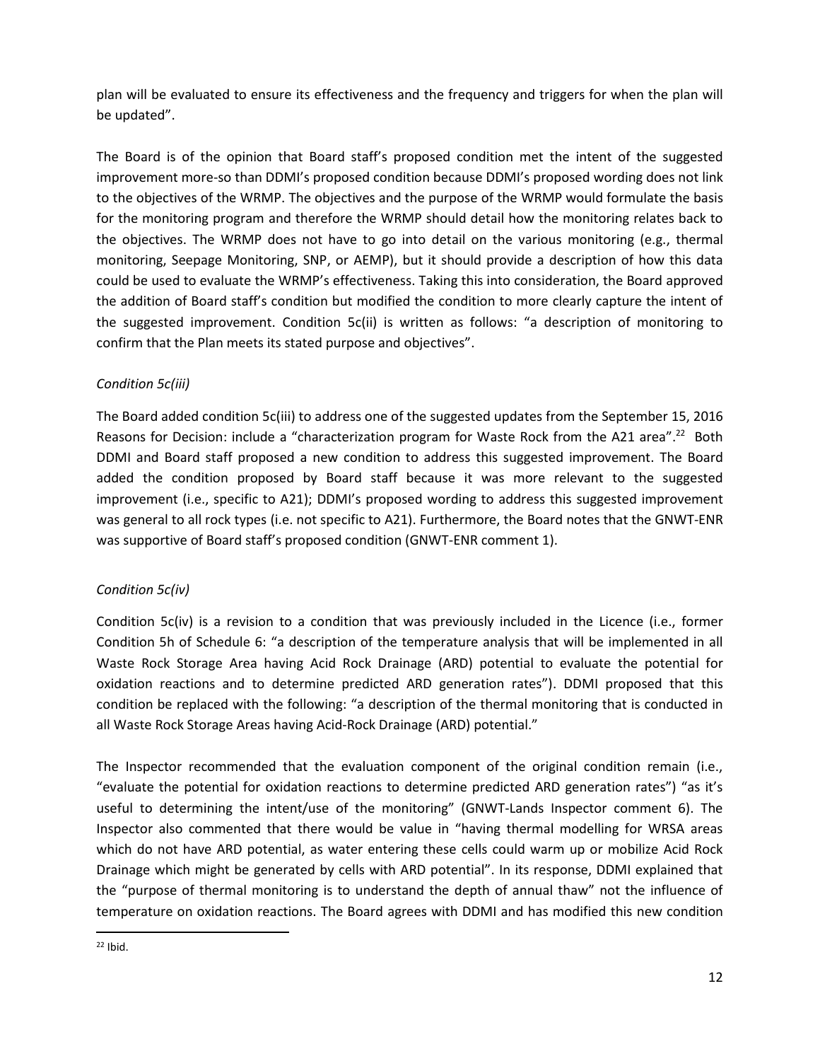plan will be evaluated to ensure its effectiveness and the frequency and triggers for when the plan will be updated".

The Board is of the opinion that Board staff's proposed condition met the intent of the suggested improvement more-so than DDMI's proposed condition because DDMI's proposed wording does not link to the objectives of the WRMP. The objectives and the purpose of the WRMP would formulate the basis for the monitoring program and therefore the WRMP should detail how the monitoring relates back to the objectives. The WRMP does not have to go into detail on the various monitoring (e.g., thermal monitoring, Seepage Monitoring, SNP, or AEMP), but it should provide a description of how this data could be used to evaluate the WRMP's effectiveness. Taking this into consideration, the Board approved the addition of Board staff's condition but modified the condition to more clearly capture the intent of the suggested improvement. Condition 5c(ii) is written as follows: "a description of monitoring to confirm that the Plan meets its stated purpose and objectives".

*Condition 5c(iii)*

The Board added condition 5c(iii) to address one of the suggested updates from the September 15, 2016 Reasons for Decision: include a "characterization program for Waste Rock from the A21 area".[22] Both DDMI and Board staff proposed a new condition to address this suggested improvement. The Board added the condition proposed by Board staff because it was more relevant to the suggested improvement (i.e., specific to A21); DDMI's proposed wording to address this suggested improvement was general to all rock types (i.e. not specific to A21). Furthermore, the Board notes that the GNWT-ENR was supportive of Board staff's proposed condition (GNWT-ENR comment 1).

*Condition 5c(iv)*

Condition 5c(iv) is a revision to a condition that was previously included in the Licence (i.e., former Condition 5h of Schedule 6: "a description of the temperature analysis that will be implemented in all Waste Rock Storage Area having Acid Rock Drainage (ARD) potential to evaluate the potential for oxidation reactions and to determine predicted ARD generation rates"). DDMI proposed that this condition be replaced with the following: "a description of the thermal monitoring that is conducted in all Waste Rock Storage Areas having Acid-Rock Drainage (ARD) potential."

The Inspector recommended that the evaluation component of the original condition remain (i.e., "evaluate the potential for oxidation reactions to determine predicted ARD generation rates") "as it's useful to determining the intent/use of the monitoring" (GNWT-Lands Inspector comment 6). The Inspector also commented that there would be value in "having thermal modelling for WRSA areas which do not have ARD potential, as water entering these cells could warm up or mobilize Acid Rock Drainage which might be generated by cells with ARD potential". In its response, DDMI explained that the "purpose of thermal monitoring is to understand the depth of annual thaw" not the influence of temperature on oxidation reactions. The Board agrees with DDMI and has modified this new condition

[22] Ibid.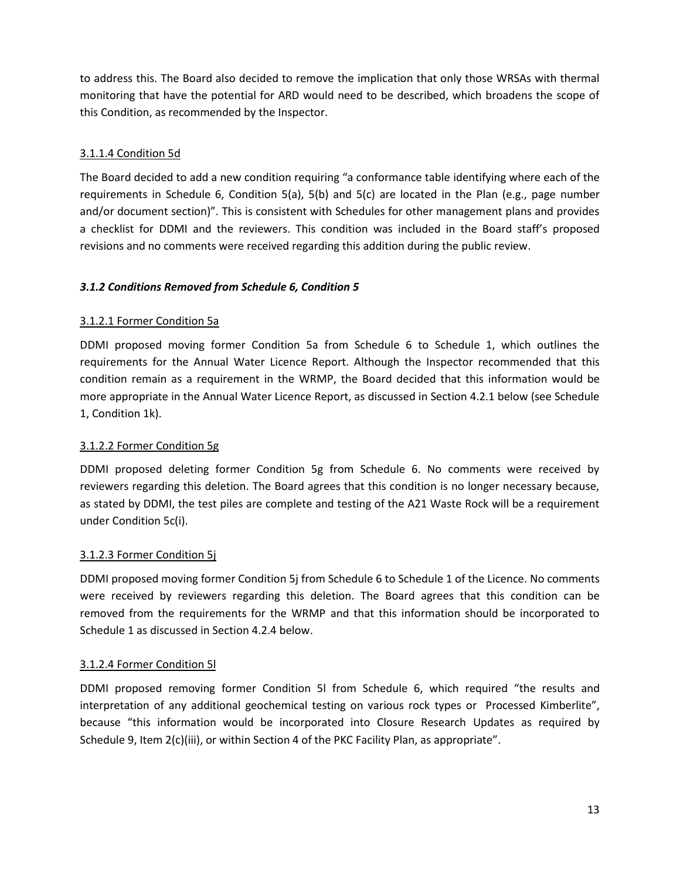to address this. The Board also decided to remove the implication that only those WRSAs with thermal monitoring that have the potential for ARD would need to be described, which broadens the scope of this Condition, as recommended by the Inspector.

#### 3.1.1.4 Condition 5d

The Board decided to add a new condition requiring "a conformance table identifying where each of the requirements in Schedule 6, Condition 5(a), 5(b) and 5(c) are located in the Plan (e.g., page number and/or document section)". This is consistent with Schedules for other management plans and provides a checklist for DDMI and the reviewers. This condition was included in the Board staff's proposed revisions and no comments were received regarding this addition during the public review.

### *3.1.2 Conditions Removed from Schedule 6, Condition 5*

#### 3.1.2.1 Former Condition 5a

DDMI proposed moving former Condition 5a from Schedule 6 to Schedule 1, which outlines the requirements for the Annual Water Licence Report. Although the Inspector recommended that this condition remain as a requirement in the WRMP, the Board decided that this information would be more appropriate in the Annual Water Licence Report, as discussed in Section 4.2.1 below (see Schedule 1, Condition 1k).

#### 3.1.2.2 Former Condition 5g

DDMI proposed deleting former Condition 5g from Schedule 6. No comments were received by reviewers regarding this deletion. The Board agrees that this condition is no longer necessary because, as stated by DDMI, the test piles are complete and testing of the A21 Waste Rock will be a requirement under Condition 5c(i).

#### 3.1.2.3 Former Condition 5j

DDMI proposed moving former Condition 5j from Schedule 6 to Schedule 1 of the Licence. No comments were received by reviewers regarding this deletion. The Board agrees that this condition can be removed from the requirements for the WRMP and that this information should be incorporated to Schedule 1 as discussed in Section 4.2.4 below.

#### 3.1.2.4 Former Condition 5l

DDMI proposed removing former Condition 5l from Schedule 6, which required "the results and interpretation of any additional geochemical testing on various rock types or Processed Kimberlite", because "this information would be incorporated into Closure Research Updates as required by Schedule 9, Item 2(c)(iii), or within Section 4 of the PKC Facility Plan, as appropriate".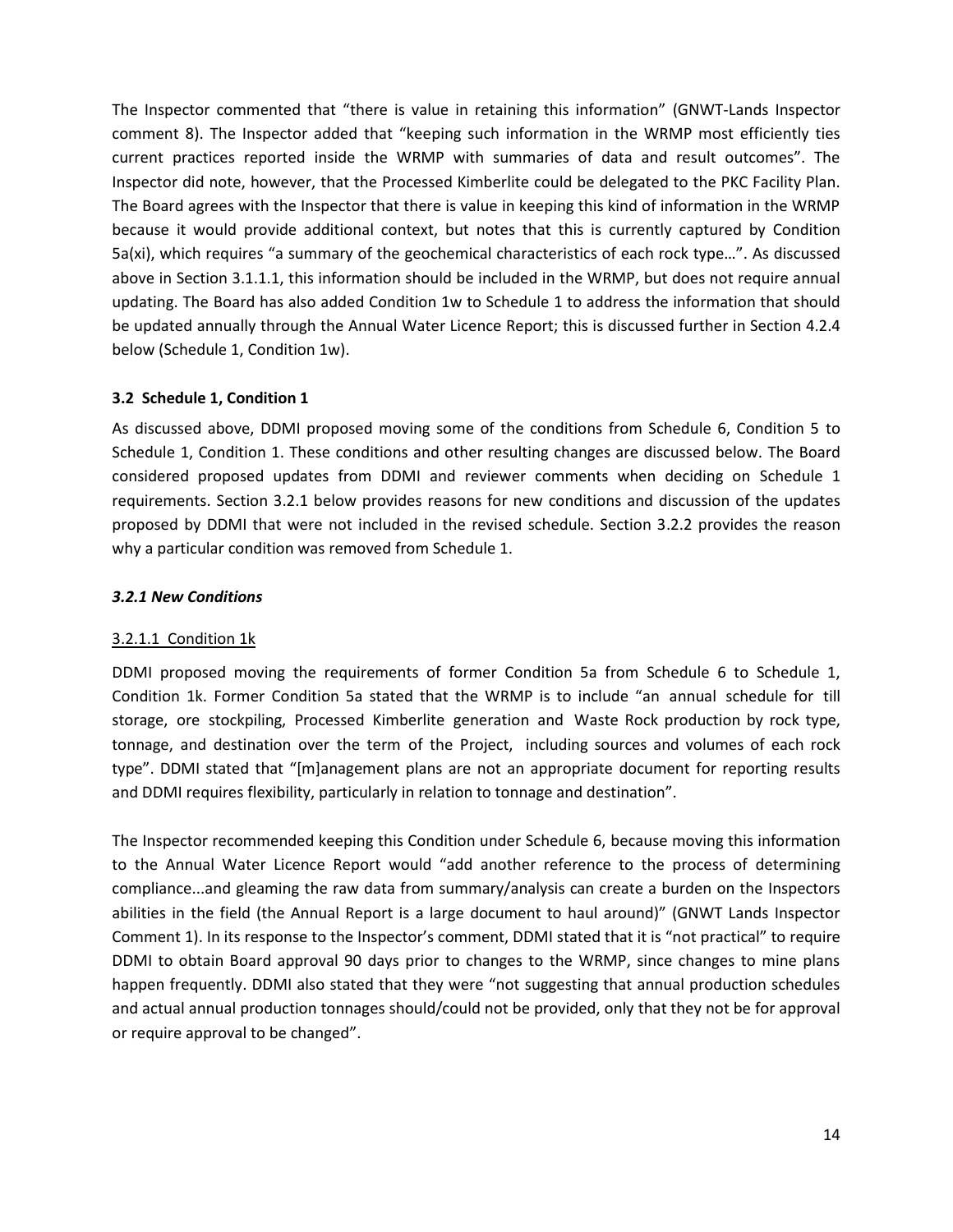The Inspector commented that "there is value in retaining this information" (GNWT-Lands Inspector comment 8). The Inspector added that "keeping such information in the WRMP most efficiently ties current practices reported inside the WRMP with summaries of data and result outcomes". The Inspector did note, however, that the Processed Kimberlite could be delegated to the PKC Facility Plan. The Board agrees with the Inspector that there is value in keeping this kind of information in the WRMP because it would provide additional context, but notes that this is currently captured by Condition 5a(xi), which requires "a summary of the geochemical characteristics of each rock type…". As discussed above in Section 3.1.1.1, this information should be included in the WRMP, but does not require annual updating. The Board has also added Condition 1w to Schedule 1 to address the information that should be updated annually through the Annual Water Licence Report; this is discussed further in Section 4.2.4 below (Schedule 1, Condition 1w).

### 3.2 Schedule 1, Condition 1

As discussed above, DDMI proposed moving some of the conditions from Schedule 6, Condition 5 to Schedule 1, Condition 1. These conditions and other resulting changes are discussed below. The Board considered proposed updates from DDMI and reviewer comments when deciding on Schedule 1 requirements. Section 3.2.1 below provides reasons for new conditions and discussion of the updates proposed by DDMI that were not included in the revised schedule. Section 3.2.2 provides the reason why a particular condition was removed from Schedule 1.

#### *3.2.1 New Conditions*

##### 3.2.1.1 Condition 1k

DDMI proposed moving the requirements of former Condition 5a from Schedule 6 to Schedule 1, Condition 1k. Former Condition 5a stated that the WRMP is to include "an annual schedule for till storage, ore stockpiling, Processed Kimberlite generation and Waste Rock production by rock type, tonnage, and destination over the term of the Project, including sources and volumes of each rock type". DDMI stated that "[m]anagement plans are not an appropriate document for reporting results and DDMI requires flexibility, particularly in relation to tonnage and destination".

The Inspector recommended keeping this Condition under Schedule 6, because moving this information to the Annual Water Licence Report would "add another reference to the process of determining compliance...and gleaming the raw data from summary/analysis can create a burden on the Inspectors abilities in the field (the Annual Report is a large document to haul around)" (GNWT Lands Inspector Comment 1). In its response to the Inspector's comment, DDMI stated that it is "not practical" to require DDMI to obtain Board approval 90 days prior to changes to the WRMP, since changes to mine plans happen frequently. DDMI also stated that they were "not suggesting that annual production schedules and actual annual production tonnages should/could not be provided, only that they not be for approval or require approval to be changed".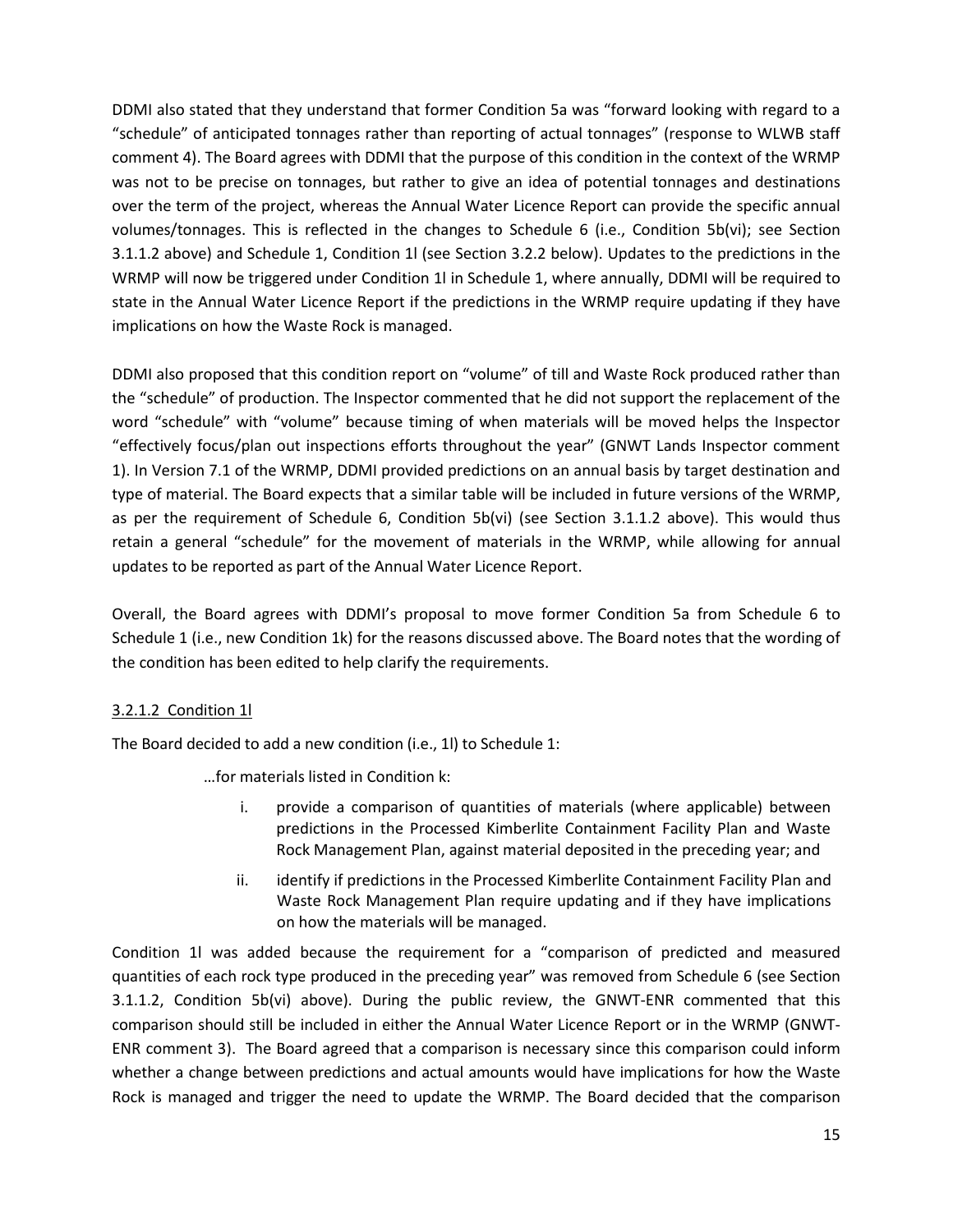DDMI also stated that they understand that former Condition 5a was "forward looking with regard to a "schedule" of anticipated tonnages rather than reporting of actual tonnages" (response to WLWB staff comment 4). The Board agrees with DDMI that the purpose of this condition in the context of the WRMP was not to be precise on tonnages, but rather to give an idea of potential tonnages and destinations over the term of the project, whereas the Annual Water Licence Report can provide the specific annual volumes/tonnages. This is reflected in the changes to Schedule 6 (i.e., Condition 5b(vi); see Section 3.1.1.2 above) and Schedule 1, Condition 1l (see Section 3.2.2 below). Updates to the predictions in the WRMP will now be triggered under Condition 1l in Schedule 1, where annually, DDMI will be required to state in the Annual Water Licence Report if the predictions in the WRMP require updating if they have implications on how the Waste Rock is managed.

DDMI also proposed that this condition report on "volume" of till and Waste Rock produced rather than the "schedule" of production. The Inspector commented that he did not support the replacement of the word "schedule" with "volume" because timing of when materials will be moved helps the Inspector "effectively focus/plan out inspections efforts throughout the year" (GNWT Lands Inspector comment 1). In Version 7.1 of the WRMP, DDMI provided predictions on an annual basis by target destination and type of material. The Board expects that a similar table will be included in future versions of the WRMP, as per the requirement of Schedule 6, Condition 5b(vi) (see Section 3.1.1.2 above). This would thus retain a general "schedule" for the movement of materials in the WRMP, while allowing for annual updates to be reported as part of the Annual Water Licence Report.

Overall, the Board agrees with DDMI's proposal to move former Condition 5a from Schedule 6 to Schedule 1 (i.e., new Condition 1k) for the reasons discussed above. The Board notes that the wording of the condition has been edited to help clarify the requirements.

#### 3.2.1.2 Condition 1l

The Board decided to add a new condition (i.e., 1l) to Schedule 1:

> …for materials listed in Condition k:
>
> i. provide a comparison of quantities of materials (where applicable) between predictions in the Processed Kimberlite Containment Facility Plan and Waste Rock Management Plan, against material deposited in the preceding year; and
>
> ii. identify if predictions in the Processed Kimberlite Containment Facility Plan and Waste Rock Management Plan require updating and if they have implications on how the materials will be managed.

Condition 1l was added because the requirement for a "comparison of predicted and measured quantities of each rock type produced in the preceding year" was removed from Schedule 6 (see Section 3.1.1.2, Condition 5b(vi) above). During the public review, the GNWT-ENR commented that this comparison should still be included in either the Annual Water Licence Report or in the WRMP (GNWT-ENR comment 3). The Board agreed that a comparison is necessary since this comparison could inform whether a change between predictions and actual amounts would have implications for how the Waste Rock is managed and trigger the need to update the WRMP. The Board decided that the comparison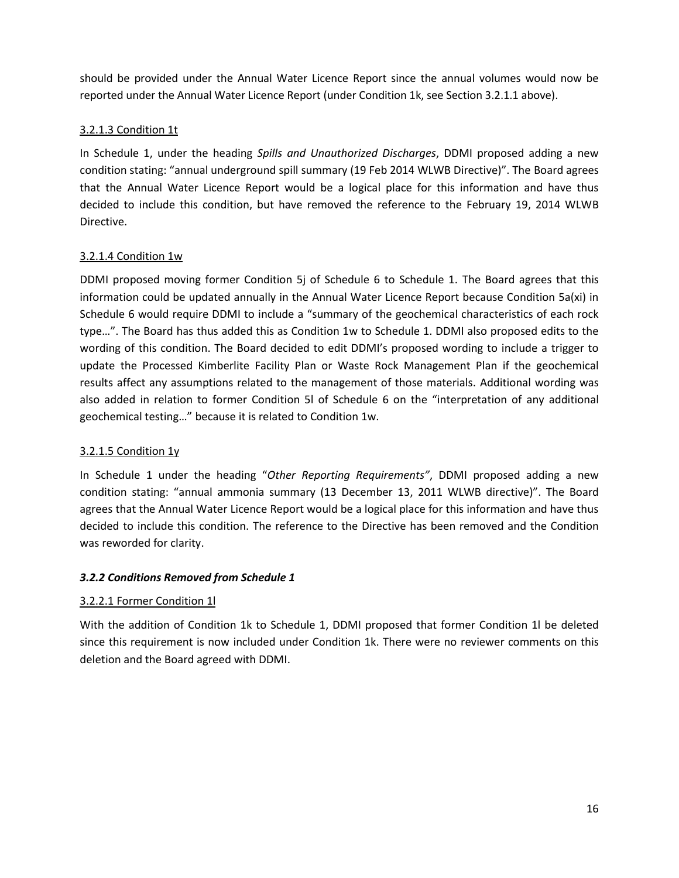should be provided under the Annual Water Licence Report since the annual volumes would now be reported under the Annual Water Licence Report (under Condition 1k, see Section 3.2.1.1 above).

3.2.1.3 Condition 1t

In Schedule 1, under the heading *Spills and Unauthorized Discharges*, DDMI proposed adding a new condition stating: "annual underground spill summary (19 Feb 2014 WLWB Directive)". The Board agrees that the Annual Water Licence Report would be a logical place for this information and have thus decided to include this condition, but have removed the reference to the February 19, 2014 WLWB Directive.

3.2.1.4 Condition 1w

DDMI proposed moving former Condition 5j of Schedule 6 to Schedule 1. The Board agrees that this information could be updated annually in the Annual Water Licence Report because Condition 5a(xi) in Schedule 6 would require DDMI to include a "summary of the geochemical characteristics of each rock type…". The Board has thus added this as Condition 1w to Schedule 1. DDMI also proposed edits to the wording of this condition. The Board decided to edit DDMI's proposed wording to include a trigger to update the Processed Kimberlite Facility Plan or Waste Rock Management Plan if the geochemical results affect any assumptions related to the management of those materials. Additional wording was also added in relation to former Condition 5l of Schedule 6 on the "interpretation of any additional geochemical testing…" because it is related to Condition 1w.

3.2.1.5 Condition 1y

In Schedule 1 under the heading "*Other Reporting Requirements"*, DDMI proposed adding a new condition stating: "annual ammonia summary (13 December 13, 2011 WLWB directive)". The Board agrees that the Annual Water Licence Report would be a logical place for this information and have thus decided to include this condition. The reference to the Directive has been removed and the Condition was reworded for clarity.

### *3.2.2 Conditions Removed from Schedule 1*

3.2.2.1 Former Condition 1l

With the addition of Condition 1k to Schedule 1, DDMI proposed that former Condition 1l be deleted since this requirement is now included under Condition 1k. There were no reviewer comments on this deletion and the Board agreed with DDMI.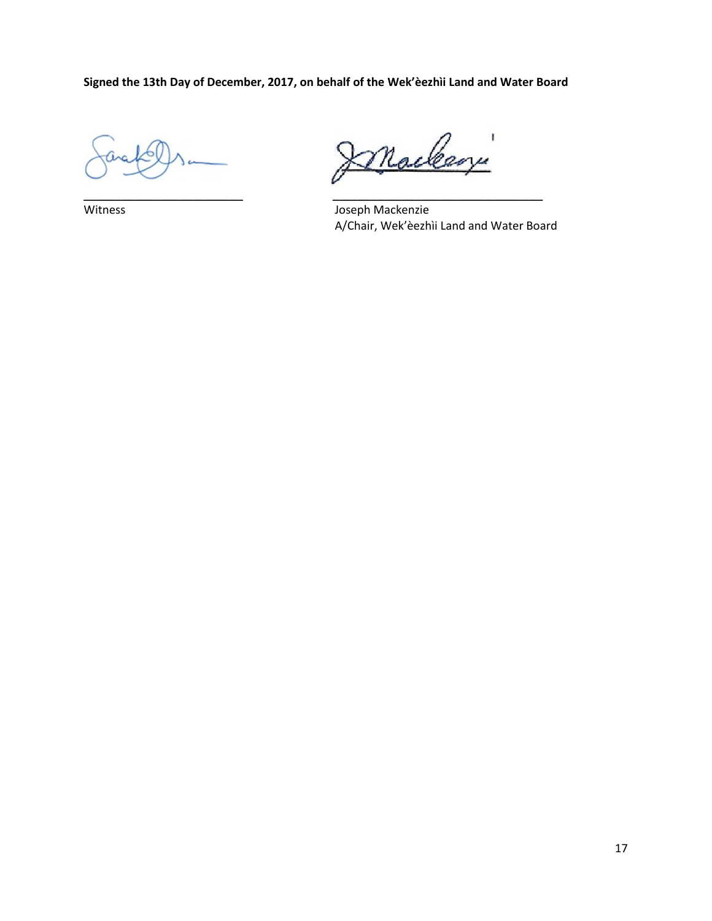**Signed the 13th Day of December, 2017, on behalf of the Wek'èezhìi Land and Water Board**

_________________________ _________________________________

Witness

Joseph Mackenzie
A/Chair, Wek'èezhìi Land and Water Board